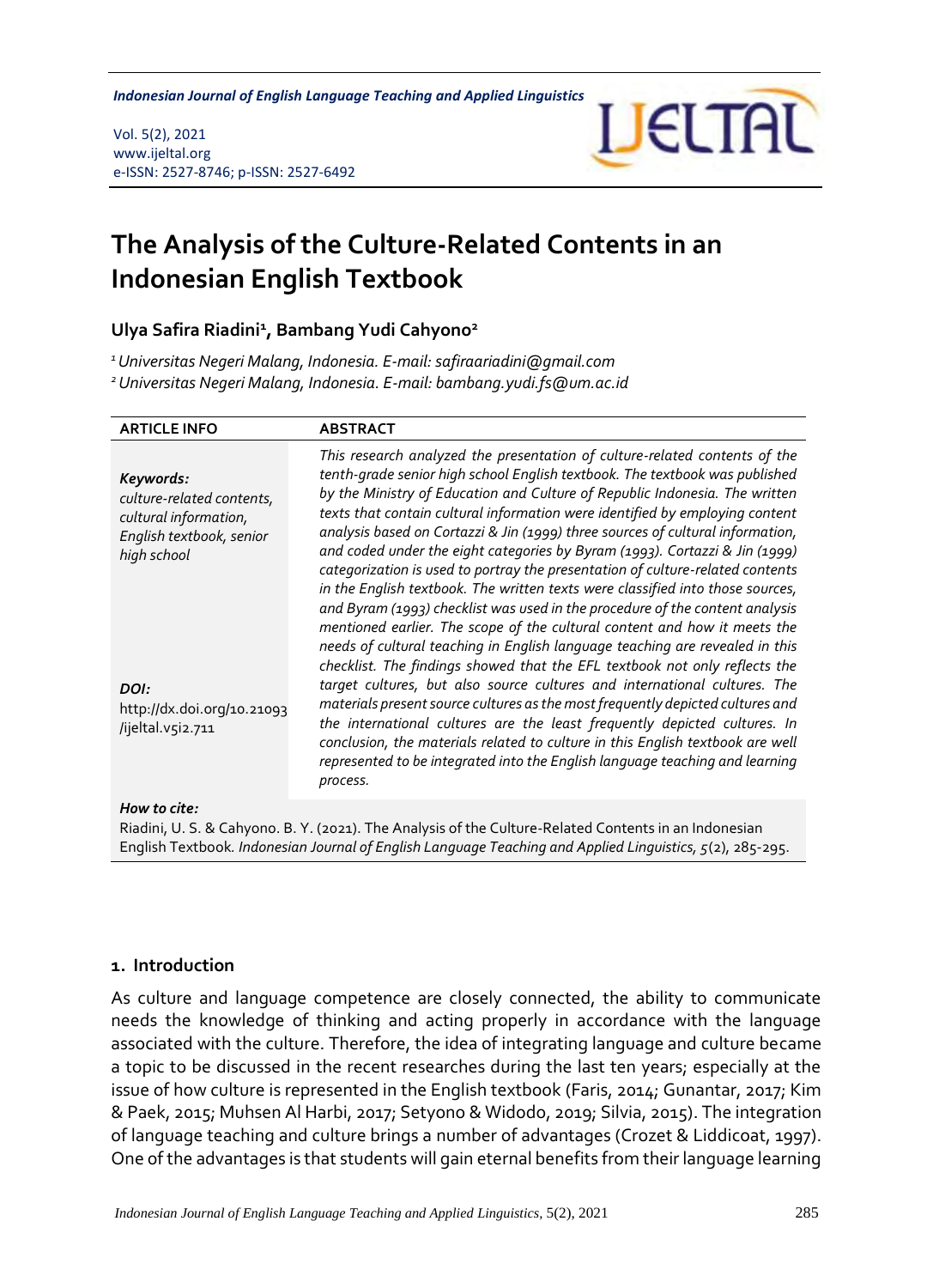# The Analysis of the Culture-Related Contents in an Indonesian English Textbook

**Ulya Safira Riadini[1], Bambang Yudi Cahyono[2]**

[1] *Universitas Negeri Malang, Indonesia. E-mail: safiraariadini@gmail.com*
[2] *Universitas Negeri Malang, Indonesia. E-mail: bambang.yudi.fs@um.ac.id*

| ARTICLE INFO | ABSTRACT |
|---|---|
| ***Keywords:*** *culture-related contents, cultural information, English textbook, senior high school* <br><br> ***DOI:*** http://dx.doi.org/10.21093/ijeltal.v5i2.711 | *This research analyzed the presentation of culture-related contents of the tenth-grade senior high school English textbook. The textbook was published by the Ministry of Education and Culture of Republic Indonesia. The written texts that contain cultural information were identified by employing content analysis based on Cortazzi & Jin (1999) three sources of cultural information, and coded under the eight categories by Byram (1993). Cortazzi & Jin (1999) categorization is used to portray the presentation of culture-related contents in the English textbook. The written texts were classified into those sources, and Byram (1993) checklist was used in the procedure of the content analysis mentioned earlier. The scope of the cultural content and how it meets the needs of cultural teaching in English language teaching are revealed in this checklist. The findings showed that the EFL textbook not only reflects the target cultures, but also source cultures and international cultures. The materials present source cultures as the most frequently depicted cultures and the international cultures are the least frequently depicted cultures. In conclusion, the materials related to culture in this English textbook are well represented to be integrated into the English language teaching and learning process.* |

***How to cite:***
Riadini, U. S. & Cahyono. B. Y. (2021). The Analysis of the Culture-Related Contents in an Indonesian English Textbook. *Indonesian Journal of English Language Teaching and Applied Linguistics, 5*(2), 285-295.

## 1. Introduction

As culture and language competence are closely connected, the ability to communicate needs the knowledge of thinking and acting properly in accordance with the language associated with the culture. Therefore, the idea of integrating language and culture became a topic to be discussed in the recent researches during the last ten years; especially at the issue of how culture is represented in the English textbook (Faris, 2014; Gunantar, 2017; Kim & Paek, 2015; Muhsen Al Harbi, 2017; Setyono & Widodo, 2019; Silvia, 2015). The integration of language teaching and culture brings a number of advantages (Crozet & Liddicoat, 1997). One of the advantages is that students will gain eternal benefits from their language learning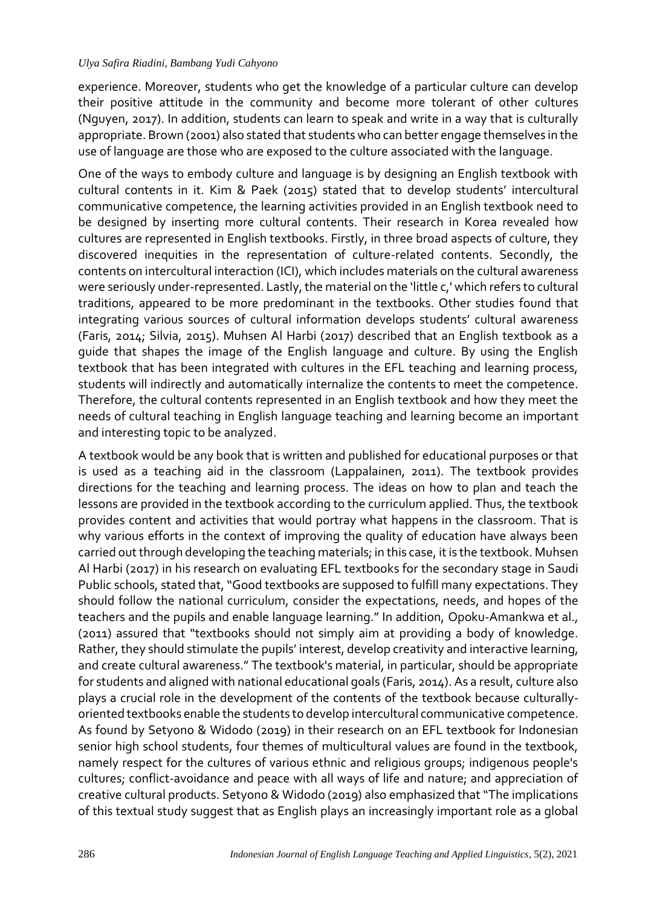experience. Moreover, students who get the knowledge of a particular culture can develop their positive attitude in the community and become more tolerant of other cultures (Nguyen, 2017). In addition, students can learn to speak and write in a way that is culturally appropriate. Brown (2001) also stated that students who can better engage themselves in the use of language are those who are exposed to the culture associated with the language.

One of the ways to embody culture and language is by designing an English textbook with cultural contents in it. Kim & Paek (2015) stated that to develop students' intercultural communicative competence, the learning activities provided in an English textbook need to be designed by inserting more cultural contents. Their research in Korea revealed how cultures are represented in English textbooks. Firstly, in three broad aspects of culture, they discovered inequities in the representation of culture-related contents. Secondly, the contents on intercultural interaction (ICI), which includes materials on the cultural awareness were seriously under-represented. Lastly, the material on the 'little c,' which refers to cultural traditions, appeared to be more predominant in the textbooks. Other studies found that integrating various sources of cultural information develops students' cultural awareness (Faris, 2014; Silvia, 2015). Muhsen Al Harbi (2017) described that an English textbook as a guide that shapes the image of the English language and culture. By using the English textbook that has been integrated with cultures in the EFL teaching and learning process, students will indirectly and automatically internalize the contents to meet the competence. Therefore, the cultural contents represented in an English textbook and how they meet the needs of cultural teaching in English language teaching and learning become an important and interesting topic to be analyzed.

A textbook would be any book that is written and published for educational purposes or that is used as a teaching aid in the classroom (Lappalainen, 2011). The textbook provides directions for the teaching and learning process. The ideas on how to plan and teach the lessons are provided in the textbook according to the curriculum applied. Thus, the textbook provides content and activities that would portray what happens in the classroom. That is why various efforts in the context of improving the quality of education have always been carried out through developing the teaching materials; in this case, it is the textbook. Muhsen Al Harbi (2017) in his research on evaluating EFL textbooks for the secondary stage in Saudi Public schools, stated that, "Good textbooks are supposed to fulfill many expectations. They should follow the national curriculum, consider the expectations, needs, and hopes of the teachers and the pupils and enable language learning." In addition, Opoku-Amankwa et al., (2011) assured that "textbooks should not simply aim at providing a body of knowledge. Rather, they should stimulate the pupils' interest, develop creativity and interactive learning, and create cultural awareness." The textbook's material, in particular, should be appropriate for students and aligned with national educational goals (Faris, 2014). As a result, culture also plays a crucial role in the development of the contents of the textbook because culturally-oriented textbooks enable the students to develop intercultural communicative competence. As found by Setyono & Widodo (2019) in their research on an EFL textbook for Indonesian senior high school students, four themes of multicultural values are found in the textbook, namely respect for the cultures of various ethnic and religious groups; indigenous people's cultures; conflict-avoidance and peace with all ways of life and nature; and appreciation of creative cultural products. Setyono & Widodo (2019) also emphasized that "The implications of this textual study suggest that as English plays an increasingly important role as a global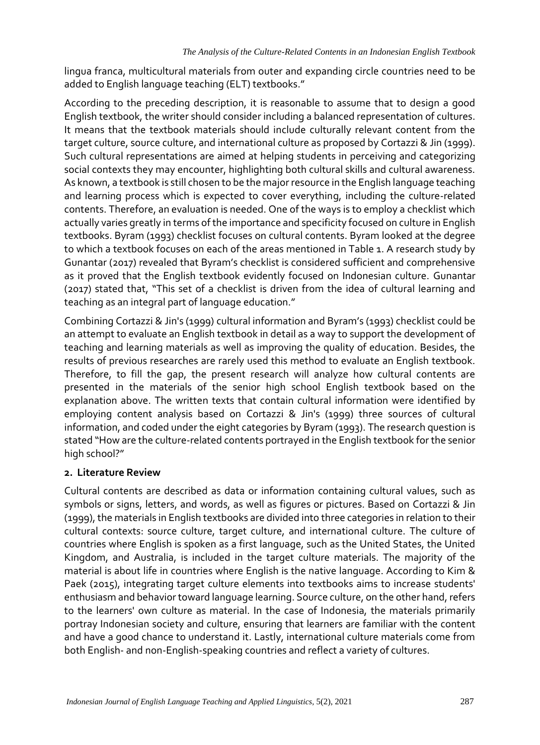lingua franca, multicultural materials from outer and expanding circle countries need to be added to English language teaching (ELT) textbooks."

According to the preceding description, it is reasonable to assume that to design a good English textbook, the writer should consider including a balanced representation of cultures. It means that the textbook materials should include culturally relevant content from the target culture, source culture, and international culture as proposed by Cortazzi & Jin (1999). Such cultural representations are aimed at helping students in perceiving and categorizing social contexts they may encounter, highlighting both cultural skills and cultural awareness. As known, a textbook is still chosen to be the major resource in the English language teaching and learning process which is expected to cover everything, including the culture-related contents. Therefore, an evaluation is needed. One of the ways is to employ a checklist which actually varies greatly in terms of the importance and specificity focused on culture in English textbooks. Byram (1993) checklist focuses on cultural contents. Byram looked at the degree to which a textbook focuses on each of the areas mentioned in Table 1. A research study by Gunantar (2017) revealed that Byram's checklist is considered sufficient and comprehensive as it proved that the English textbook evidently focused on Indonesian culture. Gunantar (2017) stated that, "This set of a checklist is driven from the idea of cultural learning and teaching as an integral part of language education."

Combining Cortazzi & Jin's (1999) cultural information and Byram's (1993) checklist could be an attempt to evaluate an English textbook in detail as a way to support the development of teaching and learning materials as well as improving the quality of education. Besides, the results of previous researches are rarely used this method to evaluate an English textbook. Therefore, to fill the gap, the present research will analyze how cultural contents are presented in the materials of the senior high school English textbook based on the explanation above. The written texts that contain cultural information were identified by employing content analysis based on Cortazzi & Jin's (1999) three sources of cultural information, and coded under the eight categories by Byram (1993). The research question is stated "How are the culture-related contents portrayed in the English textbook for the senior high school?"

## 2. Literature Review

Cultural contents are described as data or information containing cultural values, such as symbols or signs, letters, and words, as well as figures or pictures. Based on Cortazzi & Jin (1999), the materials in English textbooks are divided into three categories in relation to their cultural contexts: source culture, target culture, and international culture. The culture of countries where English is spoken as a first language, such as the United States, the United Kingdom, and Australia, is included in the target culture materials. The majority of the material is about life in countries where English is the native language. According to Kim & Paek (2015), integrating target culture elements into textbooks aims to increase students' enthusiasm and behavior toward language learning. Source culture, on the other hand, refers to the learners' own culture as material. In the case of Indonesia, the materials primarily portray Indonesian society and culture, ensuring that learners are familiar with the content and have a good chance to understand it. Lastly, international culture materials come from both English- and non-English-speaking countries and reflect a variety of cultures.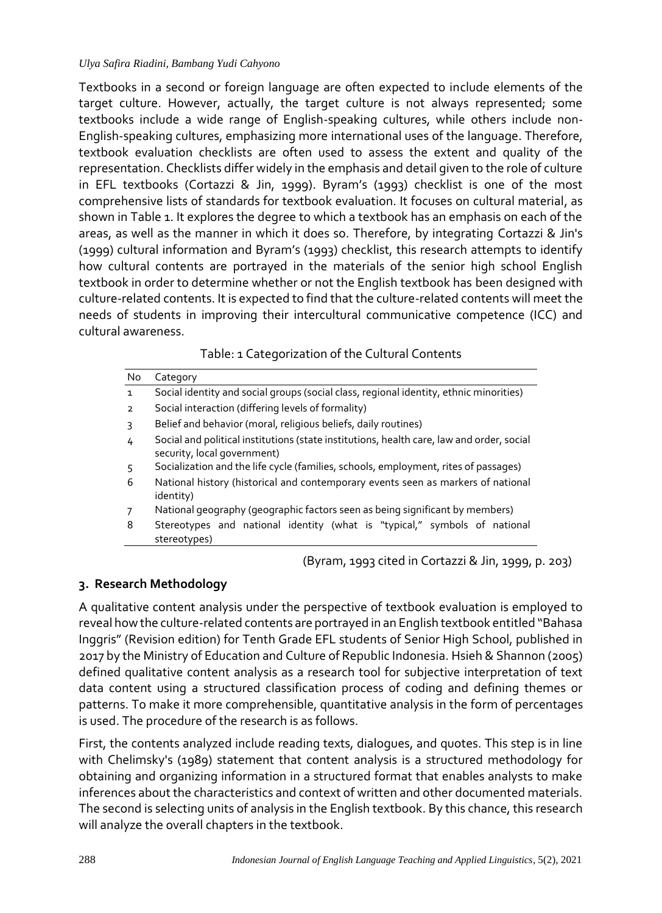Textbooks in a second or foreign language are often expected to include elements of the target culture. However, actually, the target culture is not always represented; some textbooks include a wide range of English-speaking cultures, while others include non-English-speaking cultures, emphasizing more international uses of the language. Therefore, textbook evaluation checklists are often used to assess the extent and quality of the representation. Checklists differ widely in the emphasis and detail given to the role of culture in EFL textbooks (Cortazzi & Jin, 1999). Byram's (1993) checklist is one of the most comprehensive lists of standards for textbook evaluation. It focuses on cultural material, as shown in Table 1. It explores the degree to which a textbook has an emphasis on each of the areas, as well as the manner in which it does so. Therefore, by integrating Cortazzi & Jin's (1999) cultural information and Byram's (1993) checklist, this research attempts to identify how cultural contents are portrayed in the materials of the senior high school English textbook in order to determine whether or not the English textbook has been designed with culture-related contents. It is expected to find that the culture-related contents will meet the needs of students in improving their intercultural communicative competence (ICC) and cultural awareness.

Table: 1 Categorization of the Cultural Contents

| No | Category |
|---|---|
| 1 | Social identity and social groups (social class, regional identity, ethnic minorities) |
| 2 | Social interaction (differing levels of formality) |
| 3 | Belief and behavior (moral, religious beliefs, daily routines) |
| 4 | Social and political institutions (state institutions, health care, law and order, social security, local government) |
| 5 | Socialization and the life cycle (families, schools, employment, rites of passages) |
| 6 | National history (historical and contemporary events seen as markers of national identity) |
| 7 | National geography (geographic factors seen as being significant by members) |
| 8 | Stereotypes and national identity (what is "typical," symbols of national stereotypes) |

(Byram, 1993 cited in Cortazzi & Jin, 1999, p. 203)

## 3. Research Methodology

A qualitative content analysis under the perspective of textbook evaluation is employed to reveal how the culture-related contents are portrayed in an English textbook entitled "Bahasa Inggris" (Revision edition) for Tenth Grade EFL students of Senior High School, published in 2017 by the Ministry of Education and Culture of Republic Indonesia. Hsieh & Shannon (2005) defined qualitative content analysis as a research tool for subjective interpretation of text data content using a structured classification process of coding and defining themes or patterns. To make it more comprehensible, quantitative analysis in the form of percentages is used. The procedure of the research is as follows.

First, the contents analyzed include reading texts, dialogues, and quotes. This step is in line with Chelimsky's (1989) statement that content analysis is a structured methodology for obtaining and organizing information in a structured format that enables analysts to make inferences about the characteristics and context of written and other documented materials. The second is selecting units of analysis in the English textbook. By this chance, this research will analyze the overall chapters in the textbook.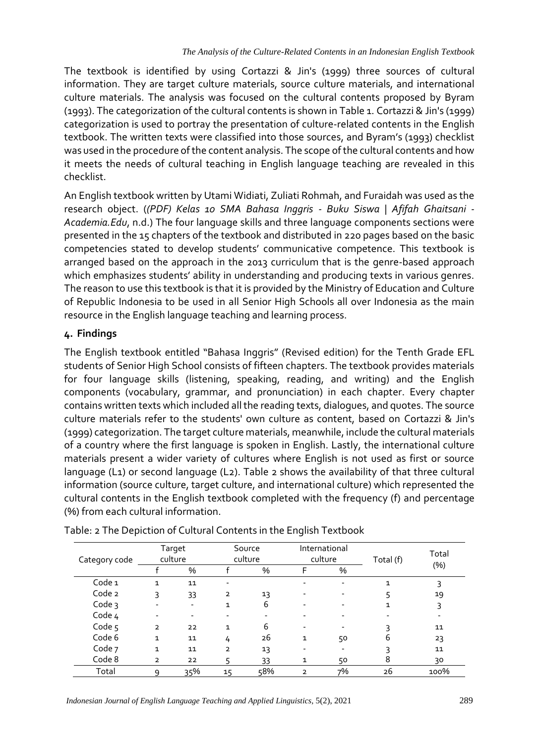The textbook is identified by using Cortazzi & Jin's (1999) three sources of cultural information. They are target culture materials, source culture materials, and international culture materials. The analysis was focused on the cultural contents proposed by Byram (1993). The categorization of the cultural contents is shown in Table 1. Cortazzi & Jin's (1999) categorization is used to portray the presentation of culture-related contents in the English textbook. The written texts were classified into those sources, and Byram's (1993) checklist was used in the procedure of the content analysis. The scope of the cultural contents and how it meets the needs of cultural teaching in English language teaching are revealed in this checklist.

An English textbook written by Utami Widiati, Zuliati Rohmah, and Furaidah was used as the research object. (*(PDF) Kelas 10 SMA Bahasa Inggris - Buku Siswa | Afifah Ghaitsani - Academia.Edu*, n.d.) The four language skills and three language components sections were presented in the 15 chapters of the textbook and distributed in 220 pages based on the basic competencies stated to develop students' communicative competence. This textbook is arranged based on the approach in the 2013 curriculum that is the genre-based approach which emphasizes students' ability in understanding and producing texts in various genres. The reason to use this textbook is that it is provided by the Ministry of Education and Culture of Republic Indonesia to be used in all Senior High Schools all over Indonesia as the main resource in the English language teaching and learning process.

## 4. Findings

The English textbook entitled "Bahasa Inggris" (Revised edition) for the Tenth Grade EFL students of Senior High School consists of fifteen chapters. The textbook provides materials for four language skills (listening, speaking, reading, and writing) and the English components (vocabulary, grammar, and pronunciation) in each chapter. Every chapter contains written texts which included all the reading texts, dialogues, and quotes. The source culture materials refer to the students' own culture as content, based on Cortazzi & Jin's (1999) categorization. The target culture materials, meanwhile, include the cultural materials of a country where the first language is spoken in English. Lastly, the international culture materials present a wider variety of cultures where English is not used as first or source language (L1) or second language (L2). Table 2 shows the availability of that three cultural information (source culture, target culture, and international culture) which represented the cultural contents in the English textbook completed with the frequency (f) and percentage (%) from each cultural information.

Table: 2 The Depiction of Cultural Contents in the English Textbook

| Category code | Target culture | | Source culture | | International culture | | Total (f) | Total (%) |
|---|---|---|---|---|---|---|---|---|
| | f | % | f | % | F | % | | |
| Code 1 | 1 | 11 | - | | - | - | 1 | 3 |
| Code 2 | 3 | 33 | 2 | 13 | - | - | 5 | 19 |
| Code 3 | - | - | 1 | 6 | - | - | 1 | 3 |
| Code 4 | - | - | - | - | - | - | - | - |
| Code 5 | 2 | 22 | 1 | 6 | - | - | 3 | 11 |
| Code 6 | 1 | 11 | 4 | 26 | 1 | 50 | 6 | 23 |
| Code 7 | 1 | 11 | 2 | 13 | - | - | 3 | 11 |
| Code 8 | 2 | 22 | 5 | 33 | 1 | 50 | 8 | 30 |
| Total | 9 | 35% | 15 | 58% | 2 | 7% | 26 | 100% |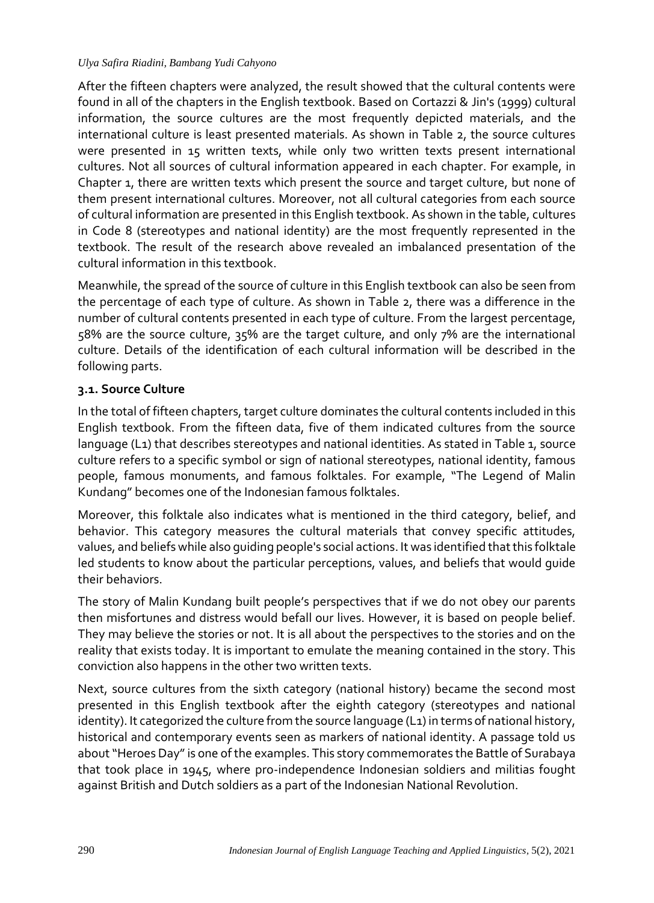After the fifteen chapters were analyzed, the result showed that the cultural contents were found in all of the chapters in the English textbook. Based on Cortazzi & Jin's (1999) cultural information, the source cultures are the most frequently depicted materials, and the international culture is least presented materials. As shown in Table 2, the source cultures were presented in 15 written texts, while only two written texts present international cultures. Not all sources of cultural information appeared in each chapter. For example, in Chapter 1, there are written texts which present the source and target culture, but none of them present international cultures. Moreover, not all cultural categories from each source of cultural information are presented in this English textbook. As shown in the table, cultures in Code 8 (stereotypes and national identity) are the most frequently represented in the textbook. The result of the research above revealed an imbalanced presentation of the cultural information in this textbook.

Meanwhile, the spread of the source of culture in this English textbook can also be seen from the percentage of each type of culture. As shown in Table 2, there was a difference in the number of cultural contents presented in each type of culture. From the largest percentage, 58% are the source culture, 35% are the target culture, and only 7% are the international culture. Details of the identification of each cultural information will be described in the following parts.

### 3.1. Source Culture

In the total of fifteen chapters, target culture dominates the cultural contents included in this English textbook. From the fifteen data, five of them indicated cultures from the source language (L1) that describes stereotypes and national identities. As stated in Table 1, source culture refers to a specific symbol or sign of national stereotypes, national identity, famous people, famous monuments, and famous folktales. For example, "The Legend of Malin Kundang" becomes one of the Indonesian famous folktales.

Moreover, this folktale also indicates what is mentioned in the third category, belief, and behavior. This category measures the cultural materials that convey specific attitudes, values, and beliefs while also guiding people's social actions. It was identified that this folktale led students to know about the particular perceptions, values, and beliefs that would guide their behaviors.

The story of Malin Kundang built people's perspectives that if we do not obey our parents then misfortunes and distress would befall our lives. However, it is based on people belief. They may believe the stories or not. It is all about the perspectives to the stories and on the reality that exists today. It is important to emulate the meaning contained in the story. This conviction also happens in the other two written texts.

Next, source cultures from the sixth category (national history) became the second most presented in this English textbook after the eighth category (stereotypes and national identity). It categorized the culture from the source language (L1) in terms of national history, historical and contemporary events seen as markers of national identity. A passage told us about "Heroes Day" is one of the examples. This story commemorates the Battle of Surabaya that took place in 1945, where pro-independence Indonesian soldiers and militias fought against British and Dutch soldiers as a part of the Indonesian National Revolution.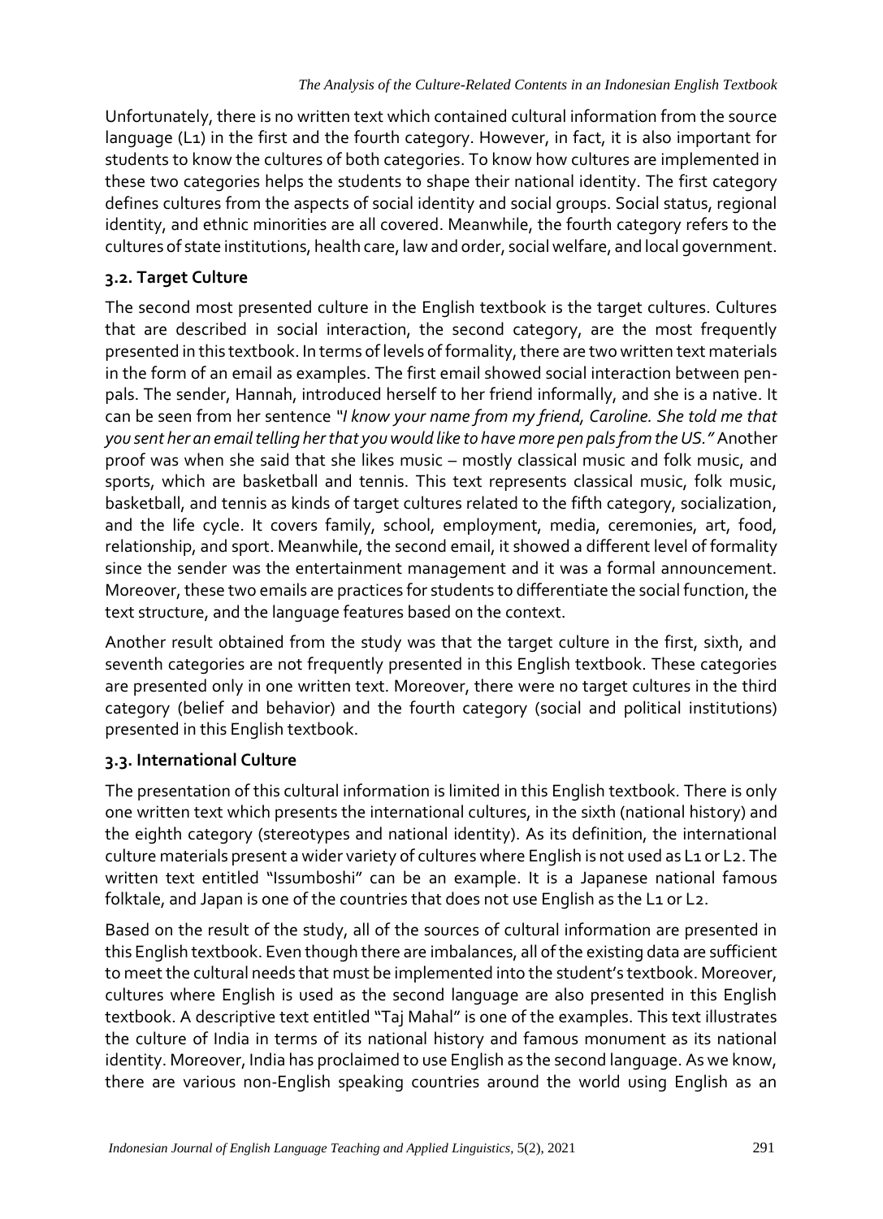Unfortunately, there is no written text which contained cultural information from the source language (L1) in the first and the fourth category. However, in fact, it is also important for students to know the cultures of both categories. To know how cultures are implemented in these two categories helps the students to shape their national identity. The first category defines cultures from the aspects of social identity and social groups. Social status, regional identity, and ethnic minorities are all covered. Meanwhile, the fourth category refers to the cultures of state institutions, health care, law and order, social welfare, and local government.

### 3.2. Target Culture

The second most presented culture in the English textbook is the target cultures. Cultures that are described in social interaction, the second category, are the most frequently presented in this textbook. In terms of levels of formality, there are two written text materials in the form of an email as examples. The first email showed social interaction between pen-pals. The sender, Hannah, introduced herself to her friend informally, and she is a native. It can be seen from her sentence *"I know your name from my friend, Caroline. She told me that you sent her an email telling her that you would like to have more pen pals from the US."* Another proof was when she said that she likes music – mostly classical music and folk music, and sports, which are basketball and tennis. This text represents classical music, folk music, basketball, and tennis as kinds of target cultures related to the fifth category, socialization, and the life cycle. It covers family, school, employment, media, ceremonies, art, food, relationship, and sport. Meanwhile, the second email, it showed a different level of formality since the sender was the entertainment management and it was a formal announcement. Moreover, these two emails are practices for students to differentiate the social function, the text structure, and the language features based on the context.

Another result obtained from the study was that the target culture in the first, sixth, and seventh categories are not frequently presented in this English textbook. These categories are presented only in one written text. Moreover, there were no target cultures in the third category (belief and behavior) and the fourth category (social and political institutions) presented in this English textbook.

### 3.3. International Culture

The presentation of this cultural information is limited in this English textbook. There is only one written text which presents the international cultures, in the sixth (national history) and the eighth category (stereotypes and national identity). As its definition, the international culture materials present a wider variety of cultures where English is not used as L1 or L2. The written text entitled "Issumboshi" can be an example. It is a Japanese national famous folktale, and Japan is one of the countries that does not use English as the L1 or L2.

Based on the result of the study, all of the sources of cultural information are presented in this English textbook. Even though there are imbalances, all of the existing data are sufficient to meet the cultural needs that must be implemented into the student's textbook. Moreover, cultures where English is used as the second language are also presented in this English textbook. A descriptive text entitled "Taj Mahal" is one of the examples. This text illustrates the culture of India in terms of its national history and famous monument as its national identity. Moreover, India has proclaimed to use English as the second language. As we know, there are various non-English speaking countries around the world using English as an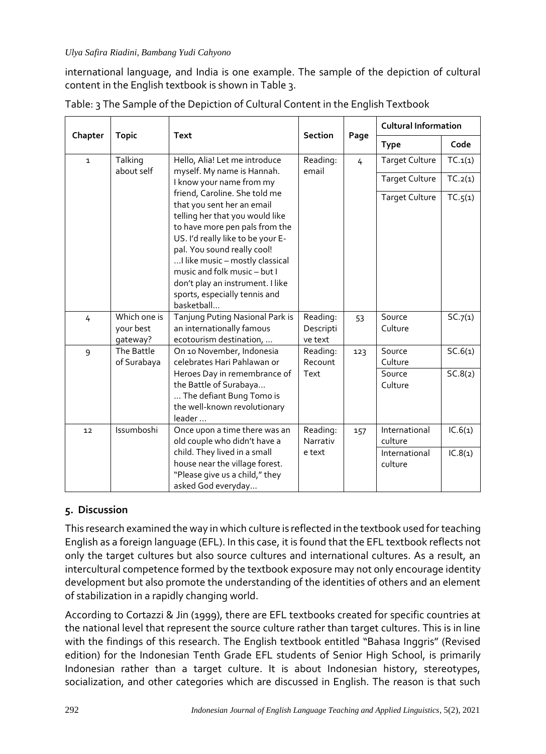international language, and India is one example. The sample of the depiction of cultural content in the English textbook is shown in Table 3.

Table: 3 The Sample of the Depiction of Cultural Content in the English Textbook

| Chapter | Topic | Text | Section | Page | Cultural Information | |
|---|---|---|---|---|---|---|
| | | | | | Type | Code |
| 1 | Talking about self | Hello, Alia! Let me introduce myself. My name is Hannah. I know your name from my friend, Caroline. She told me that you sent her an email telling her that you would like to have more pen pals from the US. I'd really like to be your E-pal. You sound really cool! …I like music – mostly classical music and folk music – but I don't play an instrument. I like sports, especially tennis and basketball… | Reading: email | 4 | Target Culture | TC.1(1) |
| | | | | | Target Culture | TC.2(1) |
| | | | | | Target Culture | TC.5(1) |
| 4 | Which one is your best gateway? | Tanjung Puting Nasional Park is an internationally famous ecotourism destination, … | Reading: Descriptive text | 53 | Source Culture | SC.7(1) |
| 9 | The Battle of Surabaya | On 10 November, Indonesia celebrates Hari Pahlawan or Heroes Day in remembrance of the Battle of Surabaya… … The defiant Bung Tomo is the well-known revolutionary leader … | Reading: Recount Text | 123 | Source Culture | SC.6(1) |
| | | | | | Source Culture | SC.8(2) |
| 12 | Issumboshi | Once upon a time there was an old couple who didn't have a child. They lived in a small house near the village forest. "Please give us a child," they asked God everyday… | Reading: Narrative text | 157 | International culture | IC.6(1) |
| | | | | | International culture | IC.8(1) |

## 5. Discussion

This research examined the way in which culture is reflected in the textbook used for teaching English as a foreign language (EFL). In this case, it is found that the EFL textbook reflects not only the target cultures but also source cultures and international cultures. As a result, an intercultural competence formed by the textbook exposure may not only encourage identity development but also promote the understanding of the identities of others and an element of stabilization in a rapidly changing world.

According to Cortazzi & Jin (1999), there are EFL textbooks created for specific countries at the national level that represent the source culture rather than target cultures. This is in line with the findings of this research. The English textbook entitled "Bahasa Inggris" (Revised edition) for the Indonesian Tenth Grade EFL students of Senior High School, is primarily Indonesian rather than a target culture. It is about Indonesian history, stereotypes, socialization, and other categories which are discussed in English. The reason is that such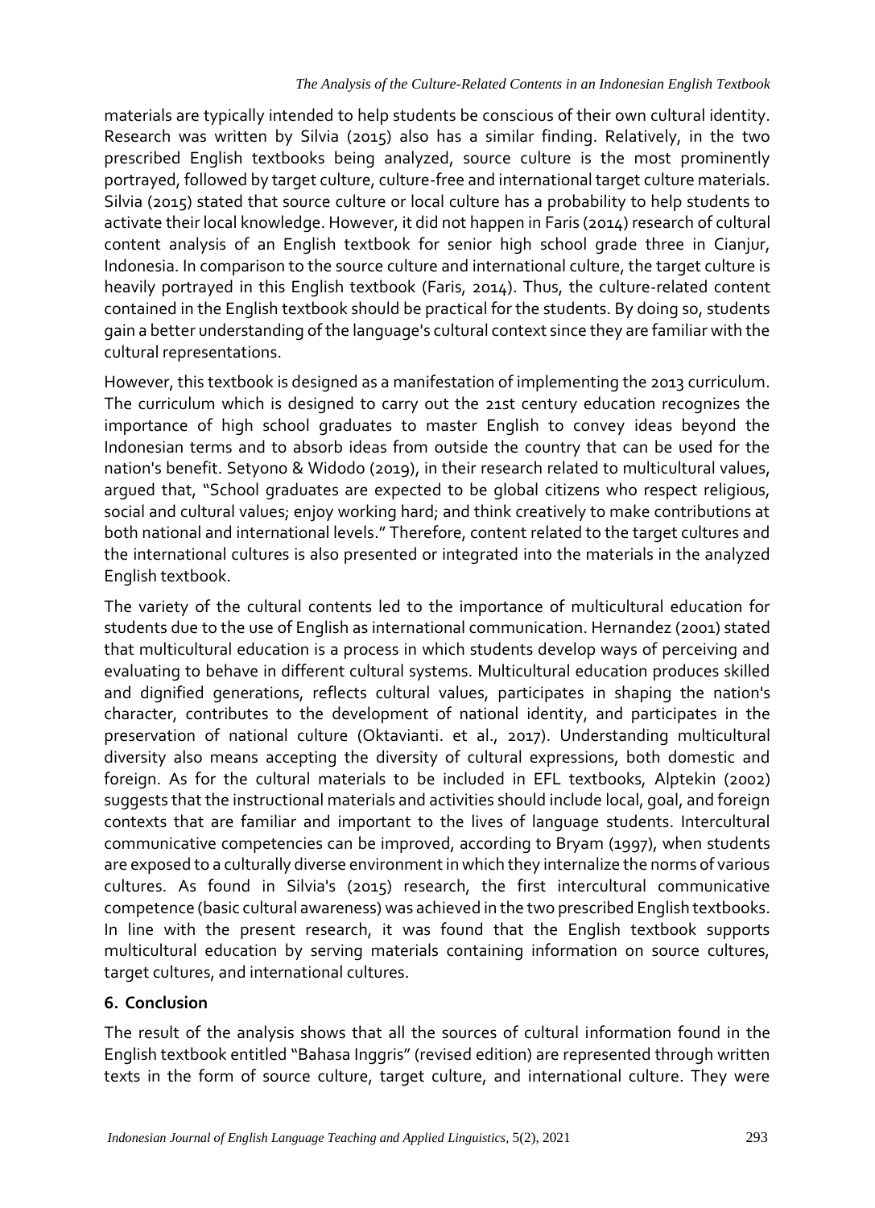materials are typically intended to help students be conscious of their own cultural identity. Research was written by Silvia (2015) also has a similar finding. Relatively, in the two prescribed English textbooks being analyzed, source culture is the most prominently portrayed, followed by target culture, culture-free and international target culture materials. Silvia (2015) stated that source culture or local culture has a probability to help students to activate their local knowledge. However, it did not happen in Faris (2014) research of cultural content analysis of an English textbook for senior high school grade three in Cianjur, Indonesia. In comparison to the source culture and international culture, the target culture is heavily portrayed in this English textbook (Faris, 2014). Thus, the culture-related content contained in the English textbook should be practical for the students. By doing so, students gain a better understanding of the language's cultural context since they are familiar with the cultural representations.

However, this textbook is designed as a manifestation of implementing the 2013 curriculum. The curriculum which is designed to carry out the 21st century education recognizes the importance of high school graduates to master English to convey ideas beyond the Indonesian terms and to absorb ideas from outside the country that can be used for the nation's benefit. Setyono & Widodo (2019), in their research related to multicultural values, argued that, "School graduates are expected to be global citizens who respect religious, social and cultural values; enjoy working hard; and think creatively to make contributions at both national and international levels." Therefore, content related to the target cultures and the international cultures is also presented or integrated into the materials in the analyzed English textbook.

The variety of the cultural contents led to the importance of multicultural education for students due to the use of English as international communication. Hernandez (2001) stated that multicultural education is a process in which students develop ways of perceiving and evaluating to behave in different cultural systems. Multicultural education produces skilled and dignified generations, reflects cultural values, participates in shaping the nation's character, contributes to the development of national identity, and participates in the preservation of national culture (Oktavianti. et al., 2017). Understanding multicultural diversity also means accepting the diversity of cultural expressions, both domestic and foreign. As for the cultural materials to be included in EFL textbooks, Alptekin (2002) suggests that the instructional materials and activities should include local, goal, and foreign contexts that are familiar and important to the lives of language students. Intercultural communicative competencies can be improved, according to Bryam (1997), when students are exposed to a culturally diverse environment in which they internalize the norms of various cultures. As found in Silvia's (2015) research, the first intercultural communicative competence (basic cultural awareness) was achieved in the two prescribed English textbooks. In line with the present research, it was found that the English textbook supports multicultural education by serving materials containing information on source cultures, target cultures, and international cultures.

## 6. Conclusion

The result of the analysis shows that all the sources of cultural information found in the English textbook entitled "Bahasa Inggris" (revised edition) are represented through written texts in the form of source culture, target culture, and international culture. They were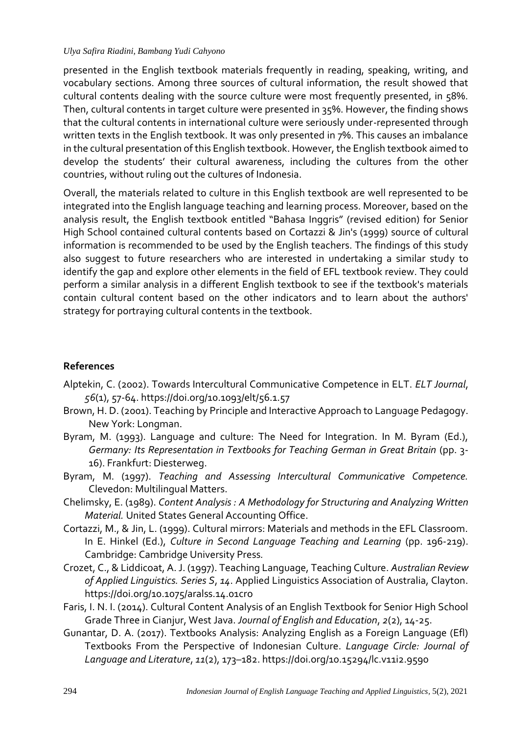presented in the English textbook materials frequently in reading, speaking, writing, and vocabulary sections. Among three sources of cultural information, the result showed that cultural contents dealing with the source culture were most frequently presented, in 58%. Then, cultural contents in target culture were presented in 35%. However, the finding shows that the cultural contents in international culture were seriously under-represented through written texts in the English textbook. It was only presented in 7%. This causes an imbalance in the cultural presentation of this English textbook. However, the English textbook aimed to develop the students' their cultural awareness, including the cultures from the other countries, without ruling out the cultures of Indonesia.

Overall, the materials related to culture in this English textbook are well represented to be integrated into the English language teaching and learning process. Moreover, based on the analysis result, the English textbook entitled "Bahasa Inggris" (revised edition) for Senior High School contained cultural contents based on Cortazzi & Jin's (1999) source of cultural information is recommended to be used by the English teachers. The findings of this study also suggest to future researchers who are interested in undertaking a similar study to identify the gap and explore other elements in the field of EFL textbook review. They could perform a similar analysis in a different English textbook to see if the textbook's materials contain cultural content based on the other indicators and to learn about the authors' strategy for portraying cultural contents in the textbook.

## References

Alptekin, C. (2002). Towards Intercultural Communicative Competence in ELT. *ELT Journal*, *56*(1), 57-64. https://doi.org/10.1093/elt/56.1.57

Brown, H. D. (2001). Teaching by Principle and Interactive Approach to Language Pedagogy. New York: Longman.

Byram, M. (1993). Language and culture: The Need for Integration. In M. Byram (Ed.), *Germany: Its Representation in Textbooks for Teaching German in Great Britain* (pp. 3-16). Frankfurt: Diesterweg.

Byram, M. (1997). *Teaching and Assessing Intercultural Communicative Competence.* Clevedon: Multilingual Matters.

Chelimsky, E. (1989). *Content Analysis : A Methodology for Structuring and Analyzing Written Material.* United States General Accounting Office.

Cortazzi, M., & Jin, L. (1999). Cultural mirrors: Materials and methods in the EFL Classroom. In E. Hinkel (Ed.), *Culture in Second Language Teaching and Learning* (pp. 196-219). Cambridge: Cambridge University Press.

Crozet, C., & Liddicoat, A. J. (1997). Teaching Language, Teaching Culture. *Australian Review of Applied Linguistics. Series S*, *14*. Applied Linguistics Association of Australia, Clayton. https://doi.org/10.1075/aralss.14.01cro

Faris, I. N. I. (2014). Cultural Content Analysis of an English Textbook for Senior High School Grade Three in Cianjur, West Java. *Journal of English and Education*, *2*(2), 14-25.

Gunantar, D. A. (2017). Textbooks Analysis: Analyzing English as a Foreign Language (Efl) Textbooks From the Perspective of Indonesian Culture. *Language Circle: Journal of Language and Literature*, *11*(2), 173–182. https://doi.org/10.15294/lc.v11i2.9590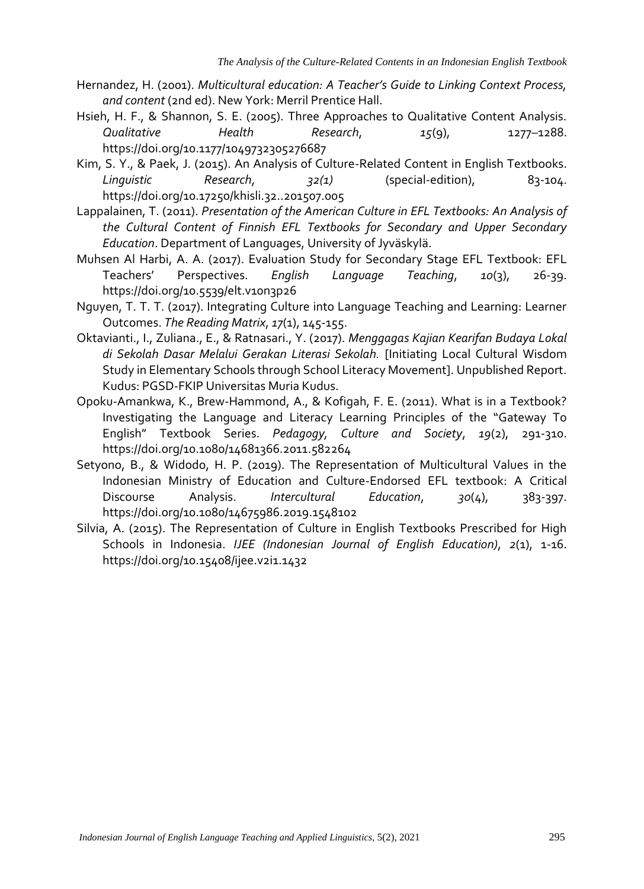Hernandez, H. (2001). *Multicultural education: A Teacher's Guide to Linking Context Process, and content* (2nd ed). New York: Merril Prentice Hall.

Hsieh, H. F., & Shannon, S. E. (2005). Three Approaches to Qualitative Content Analysis. *Qualitative Health Research*, *15*(9), 1277–1288. https://doi.org/10.1177/1049732305276687

Kim, S. Y., & Paek, J. (2015). An Analysis of Culture-Related Content in English Textbooks. *Linguistic Research*, *32(1)* (special-edition), 83-104. https://doi.org/10.17250/khisli.32..201507.005

Lappalainen, T. (2011). *Presentation of the American Culture in EFL Textbooks: An Analysis of the Cultural Content of Finnish EFL Textbooks for Secondary and Upper Secondary Education*. Department of Languages, University of Jyväskylä.

Muhsen Al Harbi, A. A. (2017). Evaluation Study for Secondary Stage EFL Textbook: EFL Teachers' Perspectives. *English Language Teaching*, *10*(3), 26-39. https://doi.org/10.5539/elt.v10n3p26

Nguyen, T. T. T. (2017). Integrating Culture into Language Teaching and Learning: Learner Outcomes. *The Reading Matrix*, *17*(1), 145-155.

Oktavianti., I., Zuliana., E., & Ratnasari., Y. (2017). *Menggagas Kajian Kearifan Budaya Lokal di Sekolah Dasar Melalui Gerakan Literasi Sekolah.* [Initiating Local Cultural Wisdom Study in Elementary Schools through School Literacy Movement]. Unpublished Report. Kudus: PGSD-FKIP Universitas Muria Kudus.

Opoku-Amankwa, K., Brew-Hammond, A., & Kofigah, F. E. (2011). What is in a Textbook? Investigating the Language and Literacy Learning Principles of the "Gateway To English" Textbook Series. *Pedagogy, Culture and Society*, *19*(2), 291-310. https://doi.org/10.1080/14681366.2011.582264

Setyono, B., & Widodo, H. P. (2019). The Representation of Multicultural Values in the Indonesian Ministry of Education and Culture-Endorsed EFL textbook: A Critical Discourse Analysis. *Intercultural Education*, *30*(4), 383-397. https://doi.org/10.1080/14675986.2019.1548102

Silvia, A. (2015). The Representation of Culture in English Textbooks Prescribed for High Schools in Indonesia. *IJEE (Indonesian Journal of English Education)*, *2*(1), 1-16. https://doi.org/10.15408/ijee.v2i1.1432